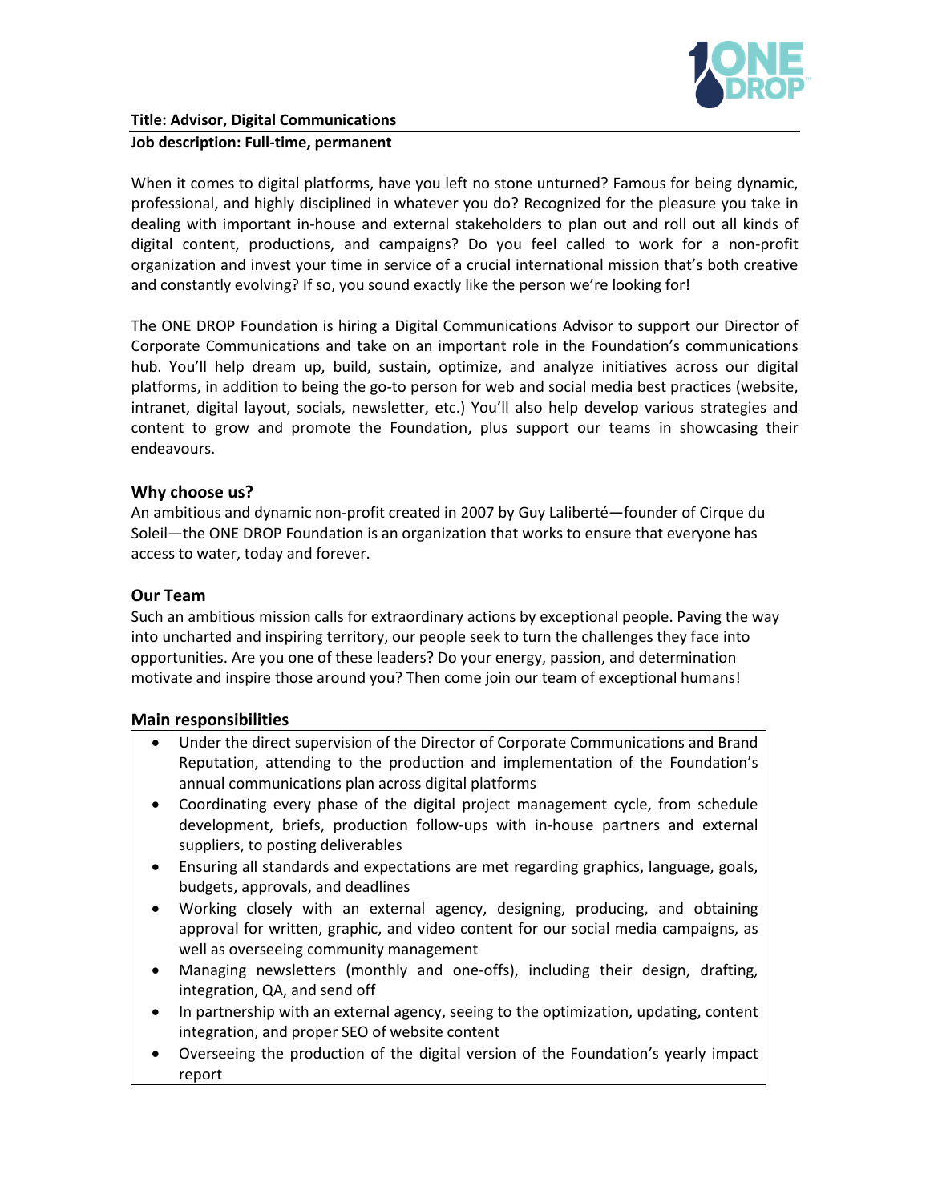**Title: Advisor, Digital Communications**

**Job description: Full-time, permanent**

When it comes to digital platforms, have you left no stone unturned? Famous for being dynamic, professional, and highly disciplined in whatever you do? Recognized for the pleasure you take in dealing with important in-house and external stakeholders to plan out and roll out all kinds of digital content, productions, and campaigns? Do you feel called to work for a non-profit organization and invest your time in service of a crucial international mission that's both creative and constantly evolving? If so, you sound exactly like the person we're looking for!

The ONE DROP Foundation is hiring a Digital Communications Advisor to support our Director of Corporate Communications and take on an important role in the Foundation's communications hub. You'll help dream up, build, sustain, optimize, and analyze initiatives across our digital platforms, in addition to being the go-to person for web and social media best practices (website, intranet, digital layout, socials, newsletter, etc.) You'll also help develop various strategies and content to grow and promote the Foundation, plus support our teams in showcasing their endeavours.

### Why choose us?

An ambitious and dynamic non-profit created in 2007 by Guy Laliberté—founder of Cirque du Soleil—the ONE DROP Foundation is an organization that works to ensure that everyone has access to water, today and forever.

### Our Team

Such an ambitious mission calls for extraordinary actions by exceptional people. Paving the way into uncharted and inspiring territory, our people seek to turn the challenges they face into opportunities. Are you one of these leaders? Do your energy, passion, and determination motivate and inspire those around you? Then come join our team of exceptional humans!

### Main responsibilities

- Under the direct supervision of the Director of Corporate Communications and Brand Reputation, attending to the production and implementation of the Foundation's annual communications plan across digital platforms
- Coordinating every phase of the digital project management cycle, from schedule development, briefs, production follow-ups with in-house partners and external suppliers, to posting deliverables
- Ensuring all standards and expectations are met regarding graphics, language, goals, budgets, approvals, and deadlines
- Working closely with an external agency, designing, producing, and obtaining approval for written, graphic, and video content for our social media campaigns, as well as overseeing community management
- Managing newsletters (monthly and one-offs), including their design, drafting, integration, QA, and send off
- In partnership with an external agency, seeing to the optimization, updating, content integration, and proper SEO of website content
- Overseeing the production of the digital version of the Foundation's yearly impact report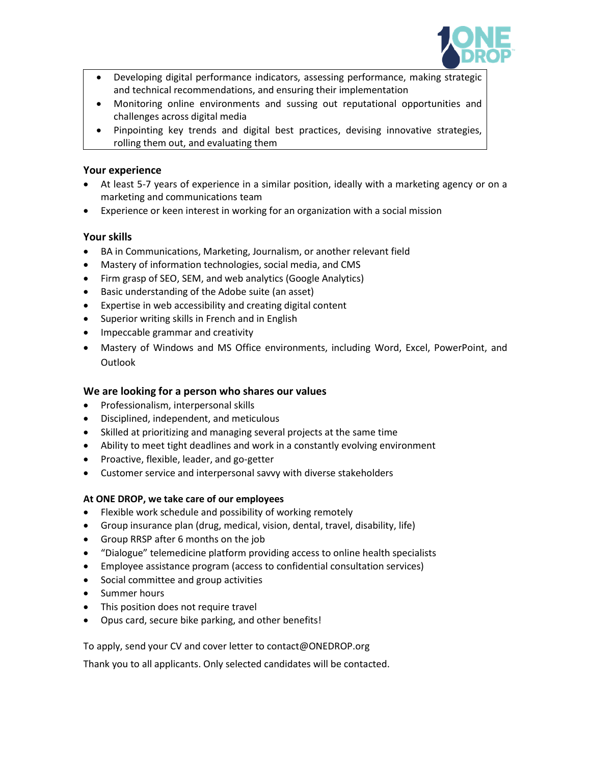- Developing digital performance indicators, assessing performance, making strategic and technical recommendations, and ensuring their implementation
- Monitoring online environments and sussing out reputational opportunities and challenges across digital media
- Pinpointing key trends and digital best practices, devising innovative strategies, rolling them out, and evaluating them

### Your experience

- At least 5-7 years of experience in a similar position, ideally with a marketing agency or on a marketing and communications team
- Experience or keen interest in working for an organization with a social mission

### Your skills

- BA in Communications, Marketing, Journalism, or another relevant field
- Mastery of information technologies, social media, and CMS
- Firm grasp of SEO, SEM, and web analytics (Google Analytics)
- Basic understanding of the Adobe suite (an asset)
- Expertise in web accessibility and creating digital content
- Superior writing skills in French and in English
- Impeccable grammar and creativity
- Mastery of Windows and MS Office environments, including Word, Excel, PowerPoint, and Outlook

### We are looking for a person who shares our values

- Professionalism, interpersonal skills
- Disciplined, independent, and meticulous
- Skilled at prioritizing and managing several projects at the same time
- Ability to meet tight deadlines and work in a constantly evolving environment
- Proactive, flexible, leader, and go-getter
- Customer service and interpersonal savvy with diverse stakeholders

**At ONE DROP, we take care of our employees**

- Flexible work schedule and possibility of working remotely
- Group insurance plan (drug, medical, vision, dental, travel, disability, life)
- Group RRSP after 6 months on the job
- "Dialogue" telemedicine platform providing access to online health specialists
- Employee assistance program (access to confidential consultation services)
- Social committee and group activities
- Summer hours
- This position does not require travel
- Opus card, secure bike parking, and other benefits!

To apply, send your CV and cover letter to contact@ONEDROP.org

Thank you to all applicants. Only selected candidates will be contacted.